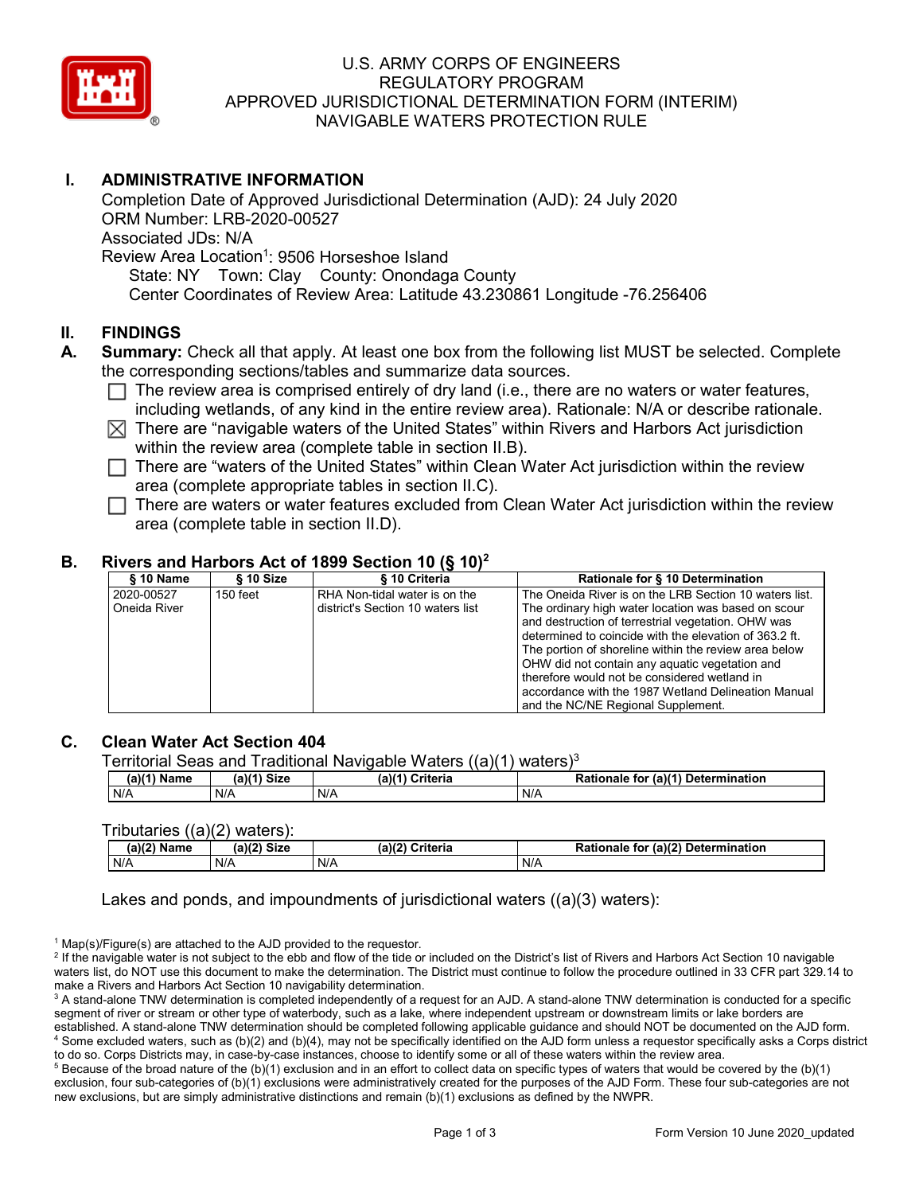# U.S. ARMY CORPS OF ENGINEERS
# REGULATORY PROGRAM
# APPROVED JURISDICTIONAL DETERMINATION FORM (INTERIM)
# NAVIGABLE WATERS PROTECTION RULE

## I. ADMINISTRATIVE INFORMATION

Completion Date of Approved Jurisdictional Determination (AJD): 24 July 2020
ORM Number: LRB-2020-00527
Associated JDs: N/A
Review Area Location[1]: 9506 Horseshoe Island
State: NY Town: Clay County: Onondaga County
Center Coordinates of Review Area: Latitude 43.230861 Longitude -76.256406

## II. FINDINGS

**A. Summary:** Check all that apply. At least one box from the following list MUST be selected. Complete the corresponding sections/tables and summarize data sources.

- ☐ The review area is comprised entirely of dry land (i.e., there are no waters or water features, including wetlands, of any kind in the entire review area). Rationale: N/A or describe rationale.
- ☒ There are "navigable waters of the United States" within Rivers and Harbors Act jurisdiction within the review area (complete table in section II.B).
- ☐ There are "waters of the United States" within Clean Water Act jurisdiction within the review area (complete appropriate tables in section II.C).
- ☐ There are waters or water features excluded from Clean Water Act jurisdiction within the review area (complete table in section II.D).

### B. Rivers and Harbors Act of 1899 Section 10 (§ 10)[2]

| § 10 Name | § 10 Size | § 10 Criteria | Rationale for § 10 Determination |
|---|---|---|---|
| 2020-00527 Oneida River | 150 feet | RHA Non-tidal water is on the district's Section 10 waters list | The Oneida River is on the LRB Section 10 waters list. The ordinary high water location was based on scour and destruction of terrestrial vegetation. OHW was determined to coincide with the elevation of 363.2 ft. The portion of shoreline within the review area below OHW did not contain any aquatic vegetation and therefore would not be considered wetland in accordance with the 1987 Wetland Delineation Manual and the NC/NE Regional Supplement. |

### C. Clean Water Act Section 404

Territorial Seas and Traditional Navigable Waters ((a)(1) waters)[3]

| (a)(1) Name | (a)(1) Size | (a)(1) Criteria | Rationale for (a)(1) Determination |
|---|---|---|---|
| N/A | N/A | N/A | N/A |

Tributaries ((a)(2) waters):

| (a)(2) Name | (a)(2) Size | (a)(2) Criteria | Rationale for (a)(2) Determination |
|---|---|---|---|
| N/A | N/A | N/A | N/A |

Lakes and ponds, and impoundments of jurisdictional waters ((a)(3) waters):

---

[1] Map(s)/Figure(s) are attached to the AJD provided to the requestor.

[2] If the navigable water is not subject to the ebb and flow of the tide or included on the District's list of Rivers and Harbors Act Section 10 navigable waters list, do NOT use this document to make the determination. The District must continue to follow the procedure outlined in 33 CFR part 329.14 to make a Rivers and Harbors Act Section 10 navigability determination.

[3] A stand-alone TNW determination is completed independently of a request for an AJD. A stand-alone TNW determination is conducted for a specific segment of river or stream or other type of waterbody, such as a lake, where independent upstream or downstream limits or lake borders are established. A stand-alone TNW determination should be completed following applicable guidance and should NOT be documented on the AJD form.

[4] Some excluded waters, such as (b)(2) and (b)(4), may not be specifically identified on the AJD form unless a requestor specifically asks a Corps district to do so. Corps Districts may, in case-by-case instances, choose to identify some or all of these waters within the review area.

[5] Because of the broad nature of the (b)(1) exclusion and in an effort to collect data on specific types of waters that would be covered by the (b)(1) exclusion, four sub-categories of (b)(1) exclusions were administratively created for the purposes of the AJD Form. These four sub-categories are not new exclusions, but are simply administrative distinctions and remain (b)(1) exclusions as defined by the NWPR.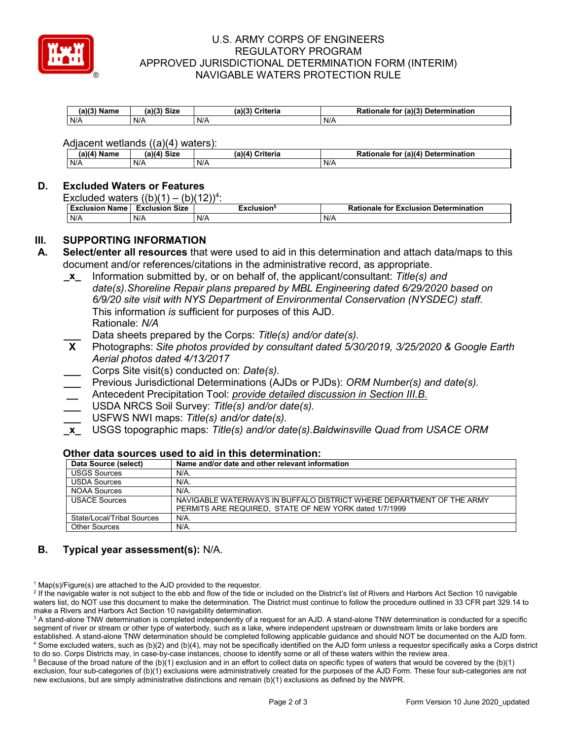U.S. ARMY CORPS OF ENGINEERS
REGULATORY PROGRAM
APPROVED JURISDICTIONAL DETERMINATION FORM (INTERIM)
NAVIGABLE WATERS PROTECTION RULE

| (a)(3) Name | (a)(3) Size | (a)(3) Criteria | Rationale for (a)(3) Determination |
|---|---|---|---|
| N/A | N/A | N/A | N/A |

Adjacent wetlands ((a)(4) waters):

| (a)(4) Name | (a)(4) Size | (a)(4) Criteria | Rationale for (a)(4) Determination |
|---|---|---|---|
| N/A | N/A | N/A | N/A |

## D. Excluded Waters or Features

Excluded waters ((b)(1) – (b)(12))[4]:

| Exclusion Name | Exclusion Size | Exclusion[5] | Rationale for Exclusion Determination |
|---|---|---|---|
| N/A | N/A | N/A | N/A |

# III. SUPPORTING INFORMATION

**A. Select/enter all resources** that were used to aid in this determination and attach data/maps to this document and/or references/citations in the administrative record, as appropriate.

_x_ Information submitted by, or on behalf of, the applicant/consultant: *Title(s) and date(s).Shoreline Repair plans prepared by MBL Engineering dated 6/29/2020 based on 6/9/20 site visit with NYS Department of Environmental Conservation (NYSDEC) staff.*
This information *is* sufficient for purposes of this AJD.
Rationale: *N/A*

___ Data sheets prepared by the Corps: *Title(s) and/or date(s).*

**X** Photographs: *Site photos provided by consultant dated 5/30/2019, 3/25/2020 & Google Earth Aerial photos dated 4/13/2017*

___ Corps Site visit(s) conducted on: *Date(s).*

___ Previous Jurisdictional Determinations (AJDs or PJDs): *ORM Number(s) and date(s).*

__ Antecedent Precipitation Tool: *provide detailed discussion in Section III.B.*

___ USDA NRCS Soil Survey: *Title(s) and/or date(s).*

___ USFWS NWI maps: *Title(s) and/or date(s).*

_x_ USGS topographic maps: *Title(s) and/or date(s).Baldwinsville Quad from USACE ORM*

### Other data sources used to aid in this determination:

| Data Source (select) | Name and/or date and other relevant information |
|---|---|
| USGS Sources | N/A. |
| USDA Sources | N/A. |
| NOAA Sources | N/A. |
| USACE Sources | NAVIGABLE WATERWAYS IN BUFFALO DISTRICT WHERE DEPARTMENT OF THE ARMY PERMITS ARE REQUIRED, STATE OF NEW YORK dated 1/7/1999 |
| State/Local/Tribal Sources | N/A. |
| Other Sources | N/A. |

**B. Typical year assessment(s):** N/A.

[1] Map(s)/Figure(s) are attached to the AJD provided to the requestor.
[2] If the navigable water is not subject to the ebb and flow of the tide or included on the District's list of Rivers and Harbors Act Section 10 navigable waters list, do NOT use this document to make the determination. The District must continue to follow the procedure outlined in 33 CFR part 329.14 to make a Rivers and Harbors Act Section 10 navigability determination.
[3] A stand-alone TNW determination is completed independently of a request for an AJD. A stand-alone TNW determination is conducted for a specific segment of river or stream or other type of waterbody, such as a lake, where independent upstream or downstream limits or lake borders are established. A stand-alone TNW determination should be completed following applicable guidance and should NOT be documented on the AJD form.
[4] Some excluded waters, such as (b)(2) and (b)(4), may not be specifically identified on the AJD form unless a requestor specifically asks a Corps district to do so. Corps Districts may, in case-by-case instances, choose to identify some or all of these waters within the review area.
[5] Because of the broad nature of the (b)(1) exclusion and in an effort to collect data on specific types of waters that would be covered by the (b)(1) exclusion, four sub-categories of (b)(1) exclusions were administratively created for the purposes of the AJD Form. These four sub-categories are not new exclusions, but are simply administrative distinctions and remain (b)(1) exclusions as defined by the NWPR.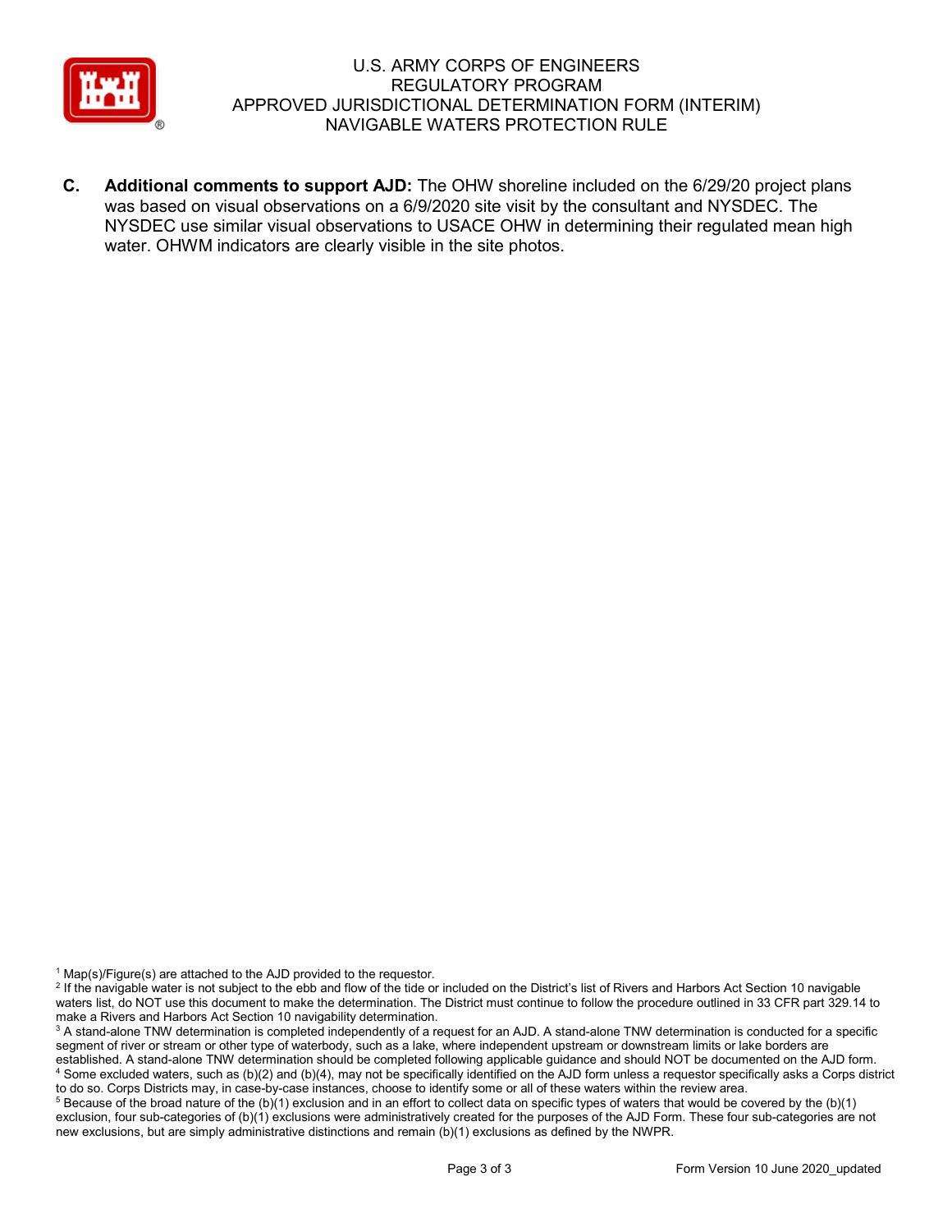**C. Additional comments to support AJD:** The OHW shoreline included on the 6/29/20 project plans was based on visual observations on a 6/9/2020 site visit by the consultant and NYSDEC. The NYSDEC use similar visual observations to USACE OHW in determining their regulated mean high water. OHWM indicators are clearly visible in the site photos.

[1] Map(s)/Figure(s) are attached to the AJD provided to the requestor.
[2] If the navigable water is not subject to the ebb and flow of the tide or included on the District's list of Rivers and Harbors Act Section 10 navigable waters list, do NOT use this document to make the determination. The District must continue to follow the procedure outlined in 33 CFR part 329.14 to make a Rivers and Harbors Act Section 10 navigability determination.
[3] A stand-alone TNW determination is completed independently of a request for an AJD. A stand-alone TNW determination is conducted for a specific segment of river or stream or other type of waterbody, such as a lake, where independent upstream or downstream limits or lake borders are established. A stand-alone TNW determination should be completed following applicable guidance and should NOT be documented on the AJD form.
[4] Some excluded waters, such as (b)(2) and (b)(4), may not be specifically identified on the AJD form unless a requestor specifically asks a Corps district to do so. Corps Districts may, in case-by-case instances, choose to identify some or all of these waters within the review area.
[5] Because of the broad nature of the (b)(1) exclusion and in an effort to collect data on specific types of waters that would be covered by the (b)(1) exclusion, four sub-categories of (b)(1) exclusions were administratively created for the purposes of the AJD Form. These four sub-categories are not new exclusions, but are simply administrative distinctions and remain (b)(1) exclusions as defined by the NWPR.